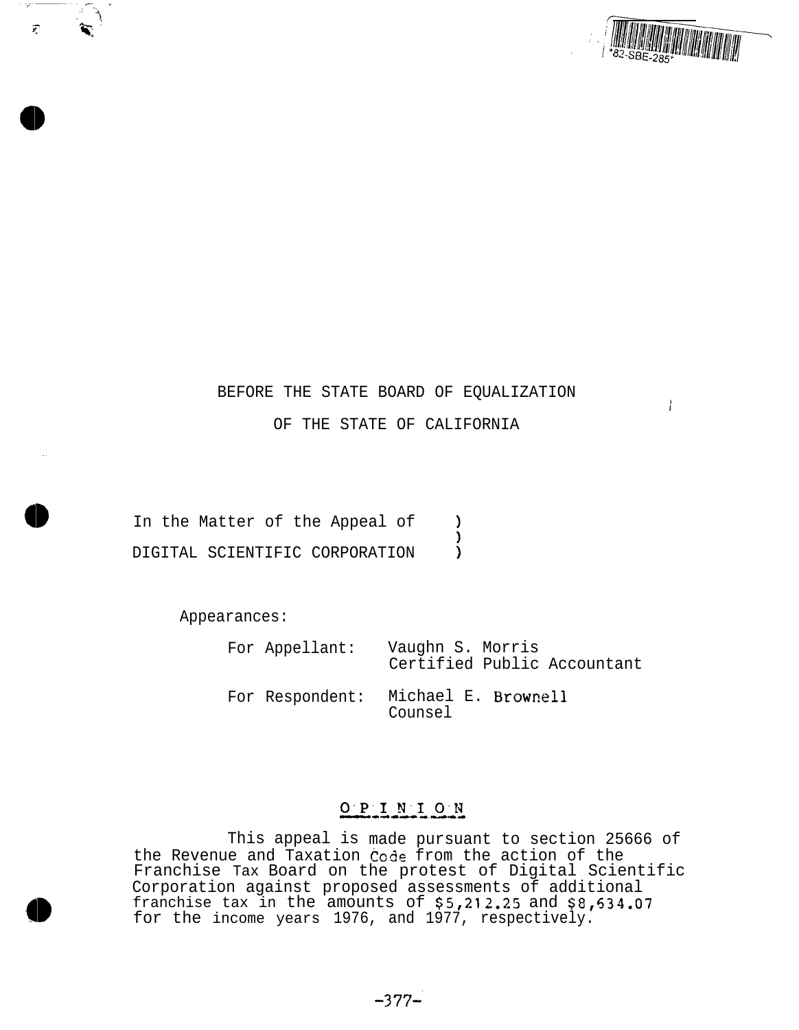BEFORE THE STATE BOARD OF EQUALIZATION

OF THE STATE OF CALIFORNIA

In the Matter of the Appeal of )
)
DIGITAL SCIENTIFIC CORPORATION )

Appearances:

For Appellant: Vaughn S. Morris
Certified Public Accountant

For Respondent: Michael E. Brownell
Counsel

## O P I N I O N

This appeal is made pursuant to section 25666 of the Revenue and Taxation Code from the action of the Franchise Tax Board on the protest of Digital Scientific Corporation against proposed assessments of additional franchise tax in the amounts of $5,212.25 and $8,634.07 for the income years 1976, and 1977, respectively.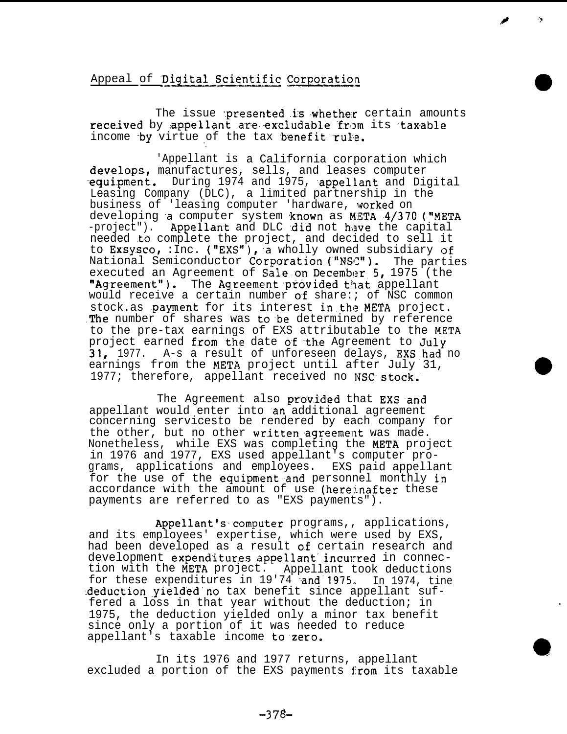Appeal of Digital Scientific Corporation

The issue presented is whether certain amounts received by appellant are excludable from its taxable income by virtue of the tax benefit rule.

Appellant is a California corporation which develops, manufactures, sells, and leases computer equipment. During 1974 and 1975, appellant and Digital Leasing Company (DLC), a limited partnership in the business of leasing computer hardware, worked on developing a computer system known as META 4/370 ("META project"). Appellant and DLC did not have the capital needed to complete the project, and decided to sell it to Exsysco, Inc. ("EXS"), a wholly owned subsidiary of National Semiconductor Corporation ("NSC"). The parties executed an Agreement of Sale on December 5, 1975 (the "Agreement"). The Agreement provided that appellant would receive a certain number of shares of NSC common stock as payment for its interest in the META project. The number of shares was to be determined by reference to the pre-tax earnings of EXS attributable to the META project earned from the date of the Agreement to July 31, 1977. As a result of unforeseen delays, EXS had no earnings from the META project until after July 31, 1977; therefore, appellant received no NSC stock.

The Agreement also provided that EXS and appellant would enter into an additional agreement concerning services to be rendered by each company for the other, but no other written agreement was made. Nonetheless, while EXS was completing the META project in 1976 and 1977, EXS used appellant's computer programs, applications and employees. EXS paid appellant for the use of the equipment and personnel monthly in accordance with the amount of use (hereinafter these payments are referred to as "EXS payments").

Appellant's computer programs, applications, and its employees' expertise, which were used by EXS, had been developed as a result of certain research and development expenditures appellant incurred in connection with the META project. Appellant took deductions for these expenditures in 1974 and 1975. In 1974, the deduction yielded no tax benefit since appellant suffered a loss in that year without the deduction; in 1975, the deduction yielded only a minor tax benefit since only a portion of it was needed to reduce appellant's taxable income to zero.

In its 1976 and 1977 returns, appellant excluded a portion of the EXS payments from its taxable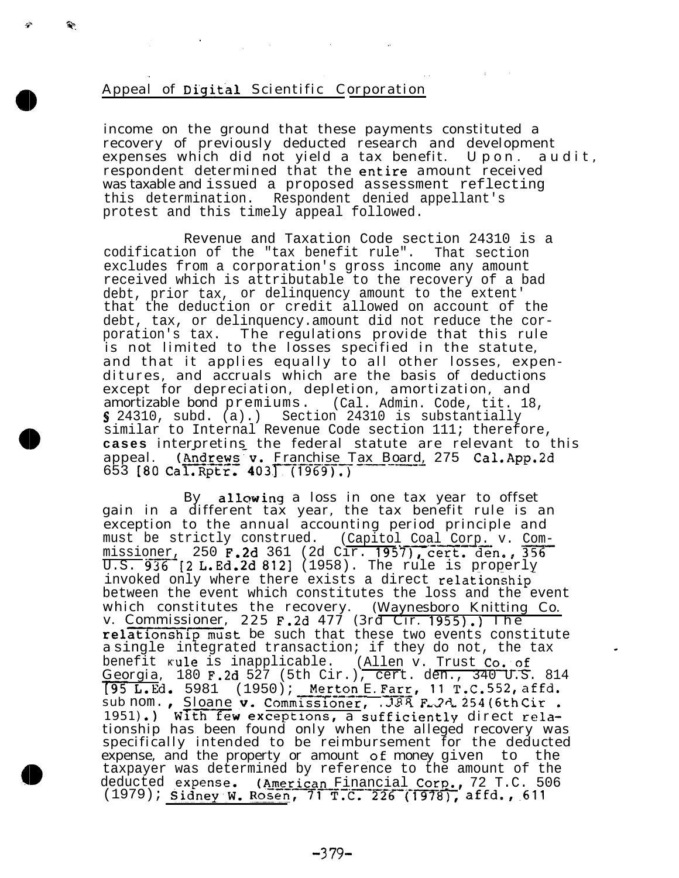income on the ground that these payments constituted a recovery of previously deducted research and development expenses which did not yield a tax benefit. Upon audit, respondent determined that the entire amount received was taxable and issued a proposed assessment reflecting this determination. Respondent denied appellant's protest and this timely appeal followed.

Revenue and Taxation Code section 24310 is a codification of the "tax benefit rule". That section excludes from a corporation's gross income any amount received which is attributable to the recovery of a bad debt, prior tax, or delinquency amount to the extent' that the deduction or credit allowed on account of the debt, tax, or delinquency.amount did not reduce the corporation's tax. The regulations provide that this rule is not limited to the losses specified in the statute, and that it applies equally to all other losses, expenditures, and accruals which are the basis of deductions except for depreciation, depletion, amortization, and amortizable bond premiums. (Cal. Admin. Code, tit. 18, § 24310, subd. (a).) Section 24310 is substantially similar to Internal Revenue Code section 111; therefore, cases interpreting the federal statute are relevant to this appeal. (Andrews v. Franchise Tax Board, 275 Cal.App.2d 653 [80 Cal.Rptr. 403] (1969).)

By allowing a loss in one tax year to offset gain in a different tax year, the tax benefit rule is an exception to the annual accounting period principle and must be strictly construed. (Capitol Coal Corp. v. Commissioner, 250 F.2d 361 (2d Cir. 1957), cert. den., 356 U.S. 936 [2 L.Ed.2d 812] (1958). The rule is properly invoked only where there exists a direct relationship between the event which constitutes the loss and the event which constitutes the recovery. (Waynesboro Knitting Co. v. Commissioner, 225 F.2d 477 (3rd Cir. 1955).) The relationship must be such that these two events constitute a single integrated transaction; if they do not, the tax benefit rule is inapplicable. (Allen v. Trust Co. of Georgia, 180 F.2d 527 (5th Cir.), cert. den., 340 U.S. 814 [95 L.Ed. 5981 (1950); Merton E. Farr, 11 T.C. 552, affd. sub nom., Sloane v. Commissioner, 188 F.2d 254 (6th Cir. 1951).) With few exceptions, a sufficiently direct relationship has been found only when the alleged recovery was specifically intended to be reimbursement for the deducted expense, and the property or amount of money given to the taxpayer was determined by reference to the amount of the deducted expense. (American Financial Corp., 72 T.C. 506 (1979); Sidney W. Rosen, 71 T.C. 226 (1978), affd., 611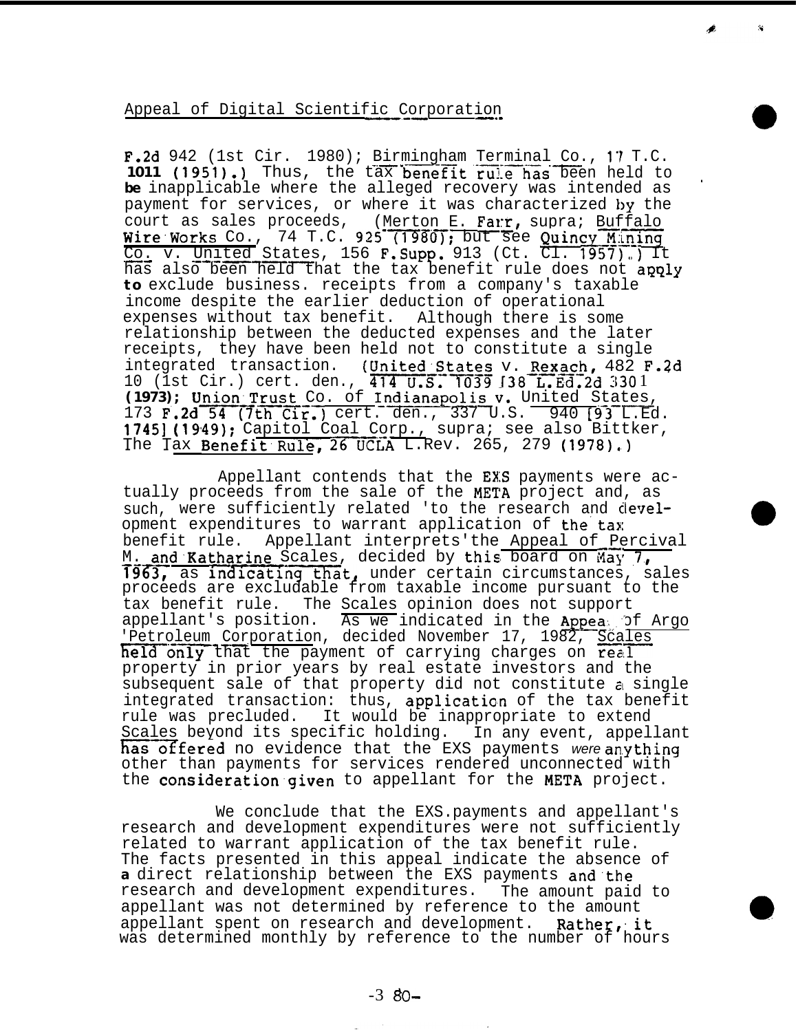Appeal of Digital Scientific Corporation

F.2d 942 (1st Cir. 1980); Birmingham Terminal Co., 17 T.C. 1011 (1951).) Thus, the tax benefit rule has been held to be inapplicable where the alleged recovery was intended as payment for services, or where it was characterized by the court as sales proceeds, (Merton E. Farr, supra; Buffalo Wire Works Co., 74 T.C. 925 (1980); but see Quincy Mining Co. v. United States, 156 F.Supp. 913 (Ct. Cl. 1957).) It has also been held that the tax benefit rule does not apply to exclude business. receipts from a company's taxable income despite the earlier deduction of operational expenses without tax benefit. Although there is some relationship between the deducted expenses and the later receipts, they have been held not to constitute a single integrated transaction. (United States v. Rexach, 482 F.2d 10 (1st Cir.) cert. den., 414 U.S. 1039 [38 L.Ed.2d 330] (1973); Union Trust Co. of Indianapolis v. United States, 173 F.2d 54 (7th Cir.) cert. den., 337 U.S. 940 [93 L.Ed. 1745] (1949); Capitol Coal Corp., supra; see also Bittker, The Tax Benefit Rule, 26 UCLA L.Rev. 265, 279 (1978).)

Appellant contends that the EXS payments were actually proceeds from the sale of the META project and, as such, were sufficiently related 'to the research and development expenditures to warrant application of the tax benefit rule. Appellant interprets'the Appeal of Percival M. and Katharine Scales, decided by this board on May 7, 1963, as indicating that, under certain circumstances, sales proceeds are excludable from taxable income pursuant to the tax benefit rule. The Scales opinion does not support appellant's position. As we indicated in the Appeal of Argo 'Petroleum Corporation, decided November 17, 1982, Scales held only that the payment of carrying charges on real property in prior years by real estate investors and the subsequent sale of that property did not constitute a single integrated transaction: thus, application of the tax benefit rule was precluded. It would be inappropriate to extend Scales beyond its specific holding. In any event, appellant has offered no evidence that the EXS payments *were* anything other than payments for services rendered unconnected with the consideration given to appellant for the META project.

We conclude that the EXS.payments and appellant's research and development expenditures were not sufficiently related to warrant application of the tax benefit rule. The facts presented in this appeal indicate the absence of a direct relationship between the EXS payments and the research and development expenditures. The amount paid to appellant was not determined by reference to the amount appellant spent on research and development. Rather, it was determined monthly by reference to the number of hours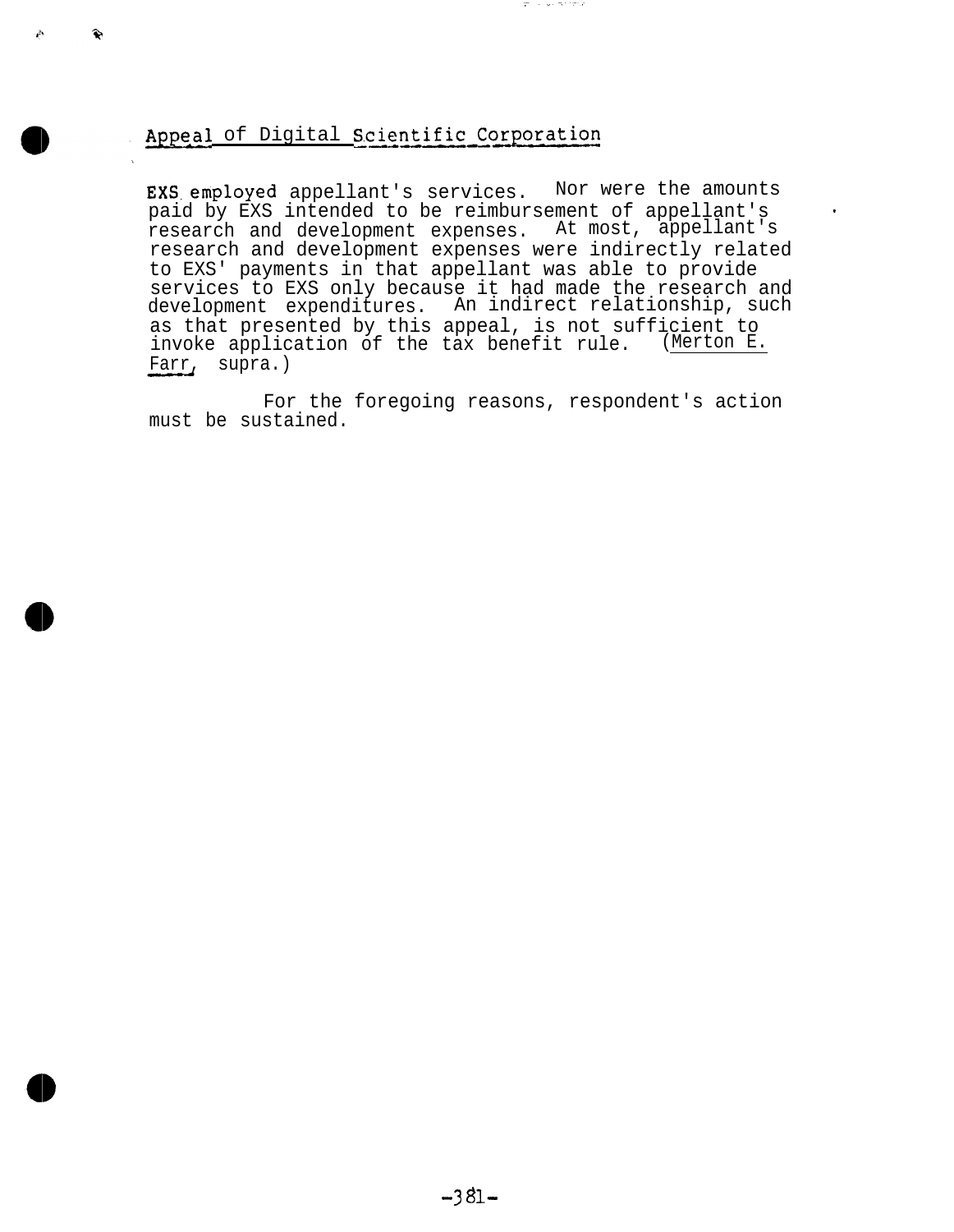EXS employed appellant's services. Nor were the amounts paid by EXS intended to be reimbursement of appellant's research and development expenses. At most, appellant's research and development expenses were indirectly related to EXS' payments in that appellant was able to provide services to EXS only because it had made the research and development expenditures. An indirect relationship, such as that presented by this appeal, is not sufficient to invoke application of the tax benefit rule. (Merton E. Farr, supra.)

For the foregoing reasons, respondent's action must be sustained.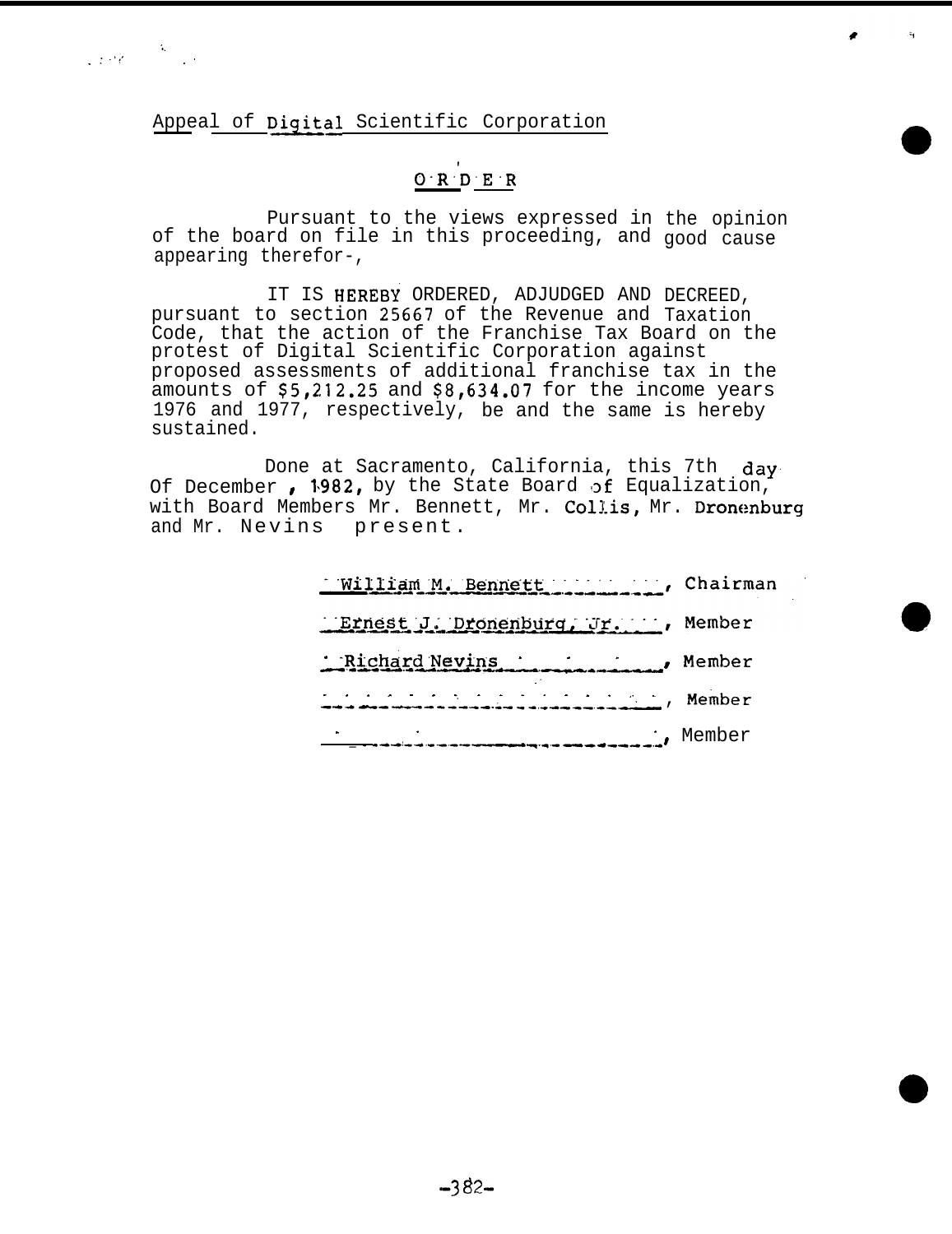Appeal of Digital Scientific Corporation

O R D E R

Pursuant to the views expressed in the opinion of the board on file in this proceeding, and good cause appearing therefor,

IT IS HEREBY ORDERED, ADJUDGED AND DECREED, pursuant to section 25667 of the Revenue and Taxation Code, that the action of the Franchise Tax Board on the protest of Digital Scientific Corporation against proposed assessments of additional franchise tax in the amounts of $5,212.25 and $8,634.07 for the income years 1976 and 1977, respectively, be and the same is hereby sustained.

Done at Sacramento, California, this 7th day of December, 1982, by the State Board of Equalization, with Board Members Mr. Bennett, Mr. Collis, Mr. Dronenburg and Mr. Nevins present.

William M. Bennett, Chairman

Ernest J. Dronenburg, Jr., Member

Richard Nevins, Member

\_\_\_\_\_\_\_\_\_\_\_\_\_\_\_\_\_\_\_\_, Member

\_\_\_\_\_\_\_\_\_\_\_\_\_\_\_\_\_\_\_\_, Member